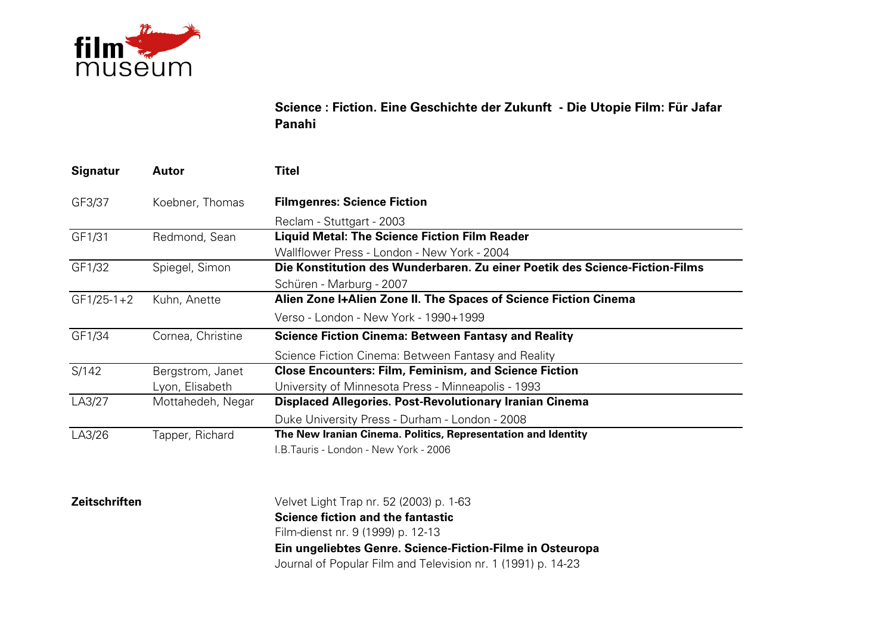filmmuseum

## Science : Fiction. Eine Geschichte der Zukunft - Die Utopie Film: Für Jafar Panahi

| Signatur | Autor | Titel |
|---|---|---|
| GF3/37 | Koebner, Thomas | **Filmgenres: Science Fiction**<br>Reclam - Stuttgart - 2003 |
| GF1/31 | Redmond, Sean | **Liquid Metal: The Science Fiction Film Reader**<br>Wallflower Press - London - New York - 2004 |
| GF1/32 | Spiegel, Simon | **Die Konstitution des Wunderbaren. Zu einer Poetik des Science-Fiction-Films**<br>Schüren - Marburg - 2007 |
| GF1/25-1+2 | Kuhn, Anette | **Alien Zone I+Alien Zone II. The Spaces of Science Fiction Cinema**<br>Verso - London - New York - 1990+1999 |
| GF1/34 | Cornea, Christine | **Science Fiction Cinema: Between Fantasy and Reality**<br>Science Fiction Cinema: Between Fantasy and Reality |
| S/142 | Bergstrom, Janet<br>Lyon, Elisabeth | **Close Encounters: Film, Feminism, and Science Fiction**<br>University of Minnesota Press - Minneapolis - 1993 |
| LA3/27 | Mottahedeh, Negar | **Displaced Allegories. Post-Revolutionary Iranian Cinema**<br>Duke University Press - Durham - London - 2008 |
| LA3/26 | Tapper, Richard | **The New Iranian Cinema. Politics, Representation and Identity**<br>I.B.Tauris - London - New York - 2006 |

**Zeitschriften**

Velvet Light Trap nr. 52 (2003) p. 1-63
**Science fiction and the fantastic**
Film-dienst nr. 9 (1999) p. 12-13
**Ein ungeliebtes Genre. Science-Fiction-Filme in Osteuropa**
Journal of Popular Film and Television nr. 1 (1991) p. 14-23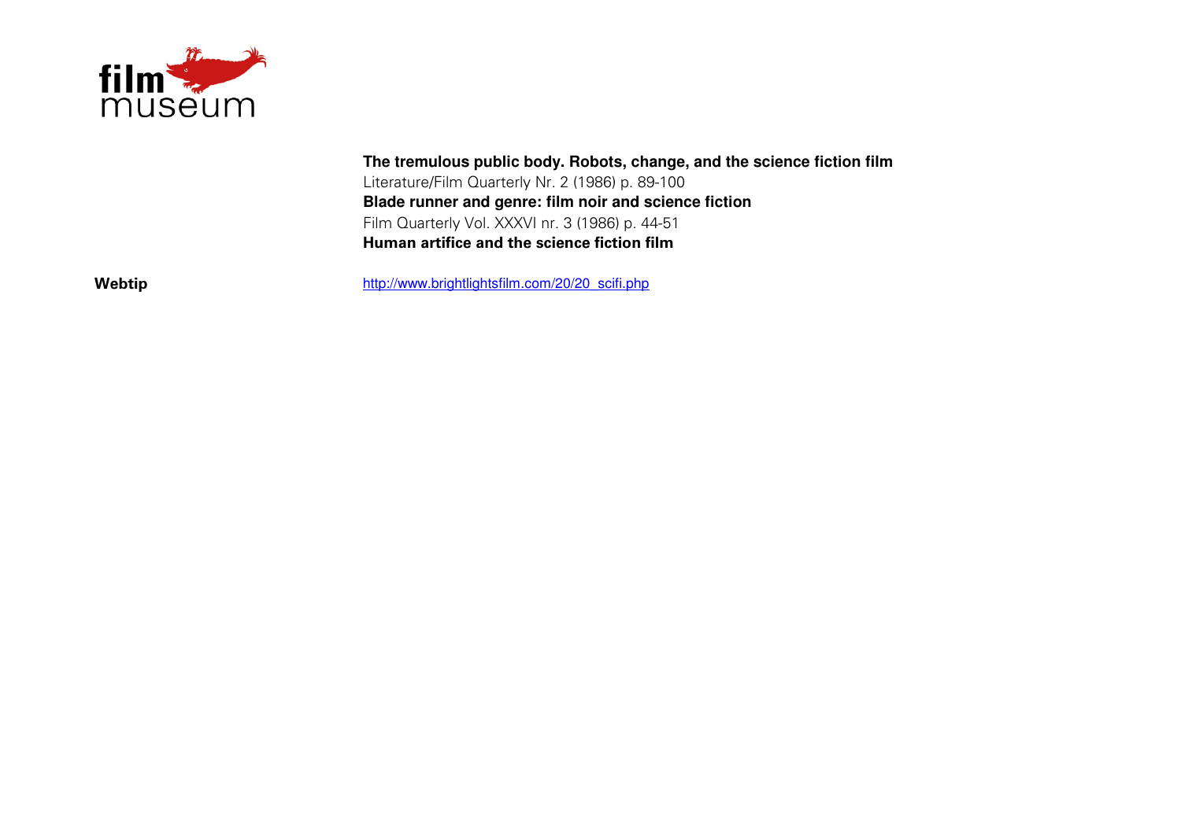**The tremulous public body. Robots, change, and the science fiction film**
Literature/Film Quarterly Nr. 2 (1986) p. 89-100
**Blade runner and genre: film noir and science fiction**
Film Quarterly Vol. XXXVI nr. 3 (1986) p. 44-51
**Human artifice and the science fiction film**

**Webtip** http://www.brightlightsfilm.com/20/20_scifi.php